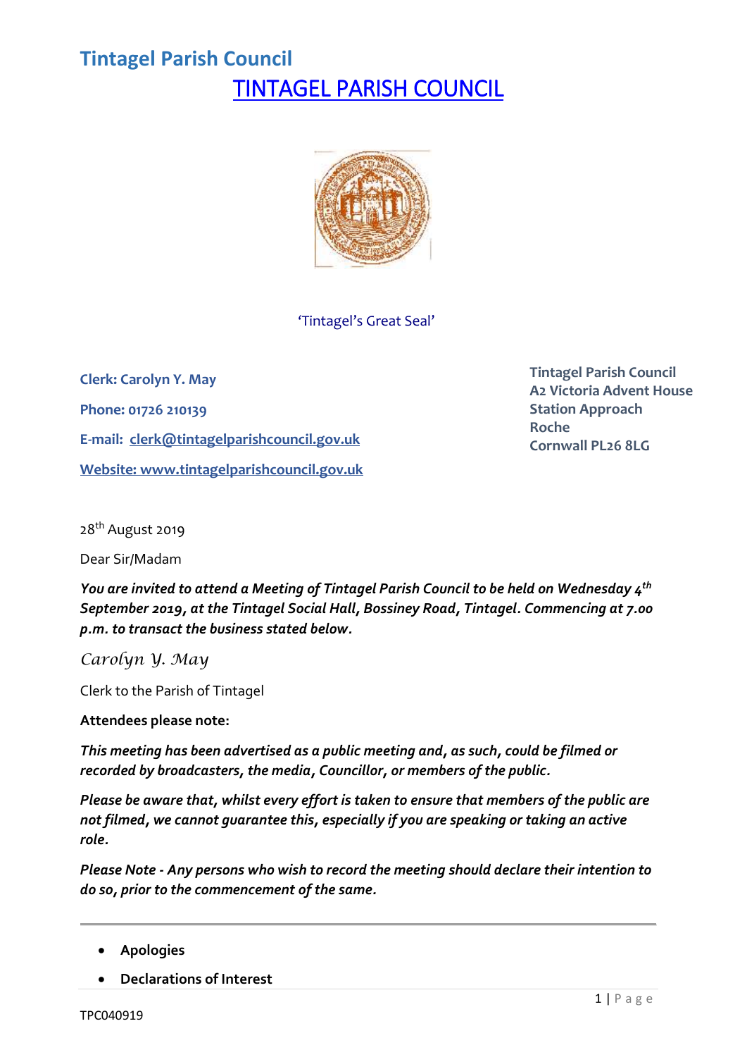# Tintagel Parish Council

## TINTAGEL PARISH COUNCIL

'Tintagel's Great Seal'

**Clerk: Carolyn Y. May**

**Phone: 01726 210139**

**E-mail: clerk@tintagelparishcouncil.gov.uk**

**Website: www.tintagelparishcouncil.gov.uk**

**Tintagel Parish Council**
**A2 Victoria Advent House**
**Station Approach**
**Roche**
**Cornwall PL26 8LG**

28th August 2019

Dear Sir/Madam

***You are invited to attend a Meeting of Tintagel Parish Council to be held on Wednesday 4th September 2019, at the Tintagel Social Hall, Bossiney Road, Tintagel. Commencing at 7.00 p.m. to transact the business stated below.***

*Carolyn Y. May*

Clerk to the Parish of Tintagel

**Attendees please note:**

***This meeting has been advertised as a public meeting and, as such, could be filmed or recorded by broadcasters, the media, Councillor, or members of the public.***

***Please be aware that, whilst every effort is taken to ensure that members of the public are not filmed, we cannot guarantee this, especially if you are speaking or taking an active role.***

***Please Note - Any persons who wish to record the meeting should declare their intention to do so, prior to the commencement of the same.***

---

- **Apologies**
- **Declarations of Interest**

TPC040919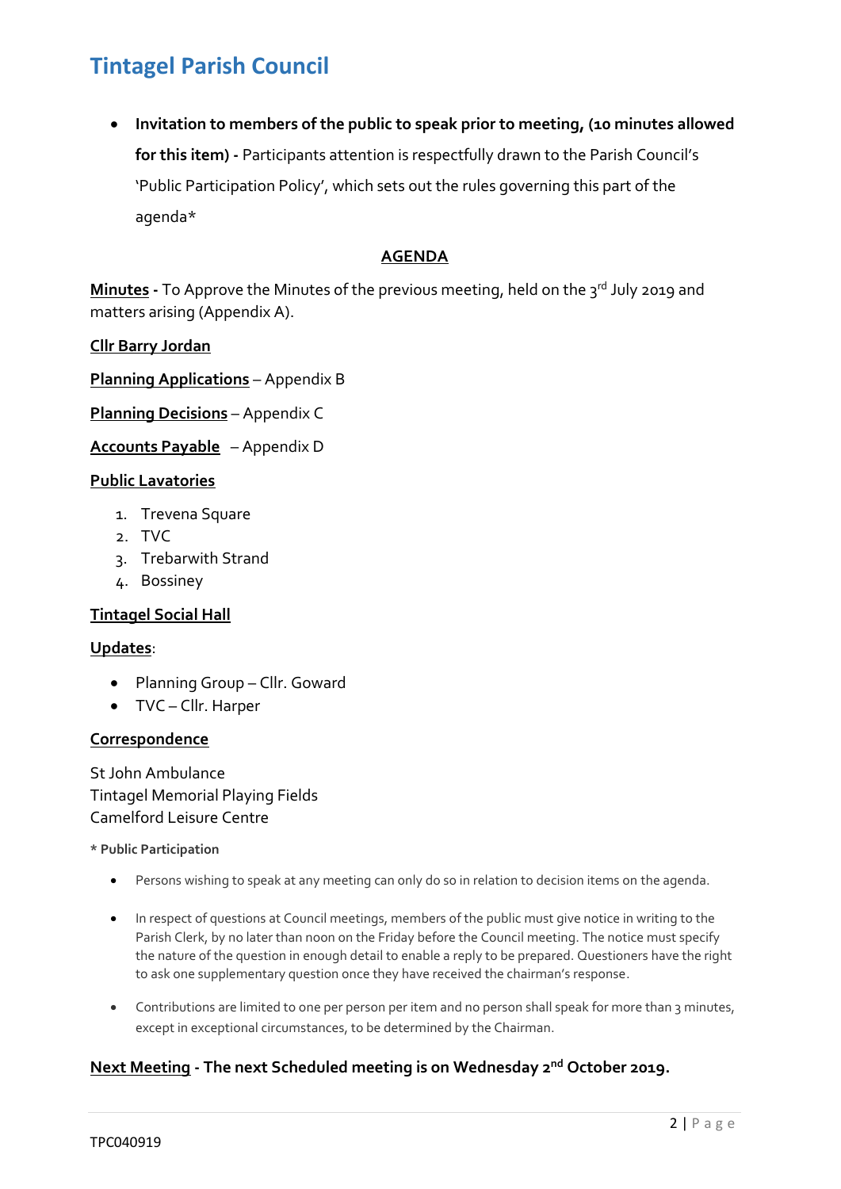- **Invitation to members of the public to speak prior to meeting, (10 minutes allowed for this item) -** Participants attention is respectfully drawn to the Parish Council's 'Public Participation Policy', which sets out the rules governing this part of the agenda*

## AGENDA

**Minutes -** To Approve the Minutes of the previous meeting, held on the 3rd July 2019 and matters arising (Appendix A).

**Cllr Barry Jordan**

**Planning Applications** – Appendix B

**Planning Decisions** – Appendix C

**Accounts Payable** – Appendix D

**Public Lavatories**

1. Trevena Square
2. TVC
3. Trebarwith Strand
4. Bossiney

**Tintagel Social Hall**

**Updates**:

- Planning Group – Cllr. Goward
- TVC – Cllr. Harper

**Correspondence**

St John Ambulance
Tintagel Memorial Playing Fields
Camelford Leisure Centre

**\* Public Participation**

- Persons wishing to speak at any meeting can only do so in relation to decision items on the agenda.
- In respect of questions at Council meetings, members of the public must give notice in writing to the Parish Clerk, by no later than noon on the Friday before the Council meeting. The notice must specify the nature of the question in enough detail to enable a reply to be prepared. Questioners have the right to ask one supplementary question once they have received the chairman's response.
- Contributions are limited to one per person per item and no person shall speak for more than 3 minutes, except in exceptional circumstances, to be determined by the Chairman.

**Next Meeting - The next Scheduled meeting is on Wednesday 2nd October 2019.**

TPC040919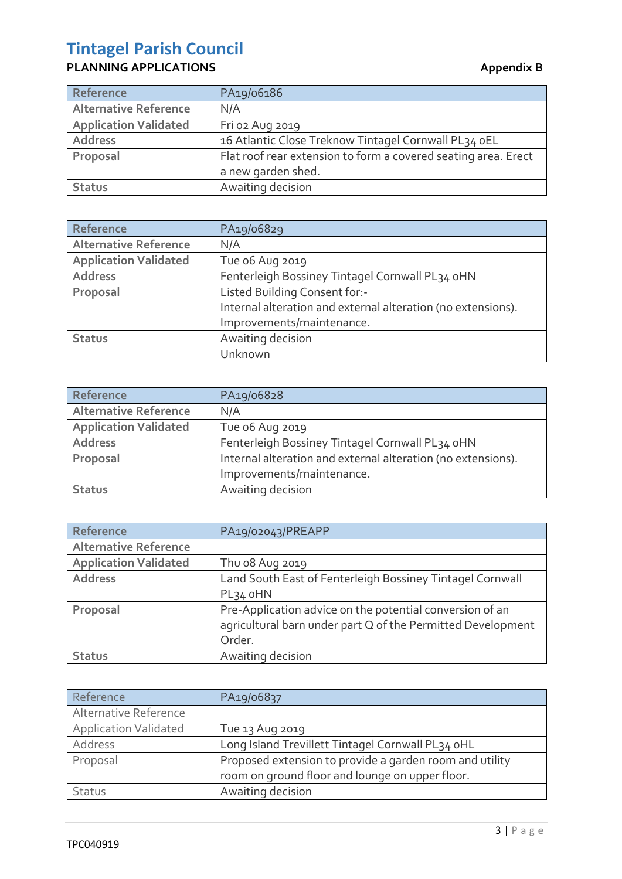# Tintagel Parish Council

**PLANNING APPLICATIONS** **Appendix B**

| Reference | PA19/06186 |
|---|---|
| Alternative Reference | N/A |
| Application Validated | Fri 02 Aug 2019 |
| Address | 16 Atlantic Close Treknow Tintagel Cornwall PL34 0EL |
| Proposal | Flat roof rear extension to form a covered seating area. Erect a new garden shed. |
| Status | Awaiting decision |

| Reference | PA19/06829 |
|---|---|
| Alternative Reference | N/A |
| Application Validated | Tue 06 Aug 2019 |
| Address | Fenterleigh Bossiney Tintagel Cornwall PL34 0HN |
| Proposal | Listed Building Consent for:-<br>Internal alteration and external alteration (no extensions).<br>Improvements/maintenance. |
| Status | Awaiting decision |
| | Unknown |

| Reference | PA19/06828 |
|---|---|
| Alternative Reference | N/A |
| Application Validated | Tue 06 Aug 2019 |
| Address | Fenterleigh Bossiney Tintagel Cornwall PL34 0HN |
| Proposal | Internal alteration and external alteration (no extensions).<br>Improvements/maintenance. |
| Status | Awaiting decision |

| Reference | PA19/02043/PREAPP |
|---|---|
| Alternative Reference | |
| Application Validated | Thu 08 Aug 2019 |
| Address | Land South East of Fenterleigh Bossiney Tintagel Cornwall PL34 0HN |
| Proposal | Pre-Application advice on the potential conversion of an agricultural barn under part Q of the Permitted Development Order. |
| Status | Awaiting decision |

| Reference | PA19/06837 |
|---|---|
| Alternative Reference | |
| Application Validated | Tue 13 Aug 2019 |
| Address | Long Island Trevillett Tintagel Cornwall PL34 0HL |
| Proposal | Proposed extension to provide a garden room and utility room on ground floor and lounge on upper floor. |
| Status | Awaiting decision |

TPC040919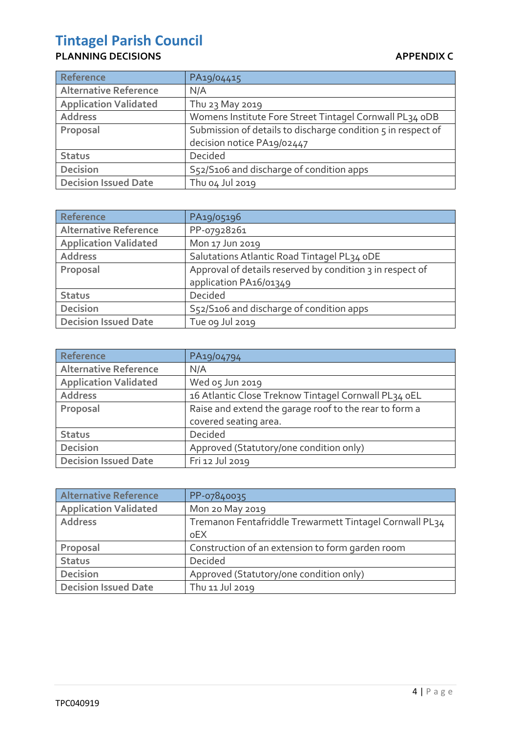# Tintagel Parish Council

**PLANNING DECISIONS** **APPENDIX C**

| Reference | PA19/04415 |
|---|---|
| Alternative Reference | N/A |
| Application Validated | Thu 23 May 2019 |
| Address | Womens Institute Fore Street Tintagel Cornwall PL34 0DB |
| Proposal | Submission of details to discharge condition 5 in respect of decision notice PA19/02447 |
| Status | Decided |
| Decision | S52/S106 and discharge of condition apps |
| Decision Issued Date | Thu 04 Jul 2019 |

| Reference | PA19/05196 |
|---|---|
| Alternative Reference | PP-07928261 |
| Application Validated | Mon 17 Jun 2019 |
| Address | Salutations Atlantic Road Tintagel PL34 0DE |
| Proposal | Approval of details reserved by condition 3 in respect of application PA16/01349 |
| Status | Decided |
| Decision | S52/S106 and discharge of condition apps |
| Decision Issued Date | Tue 09 Jul 2019 |

| Reference | PA19/04794 |
|---|---|
| Alternative Reference | N/A |
| Application Validated | Wed 05 Jun 2019 |
| Address | 16 Atlantic Close Treknow Tintagel Cornwall PL34 0EL |
| Proposal | Raise and extend the garage roof to the rear to form a covered seating area. |
| Status | Decided |
| Decision | Approved (Statutory/one condition only) |
| Decision Issued Date | Fri 12 Jul 2019 |

| Alternative Reference | PP-07840035 |
|---|---|
| Application Validated | Mon 20 May 2019 |
| Address | Tremanon Fentafriddle Trewarmett Tintagel Cornwall PL34 0EX |
| Proposal | Construction of an extension to form garden room |
| Status | Decided |
| Decision | Approved (Statutory/one condition only) |
| Decision Issued Date | Thu 11 Jul 2019 |

TPC040919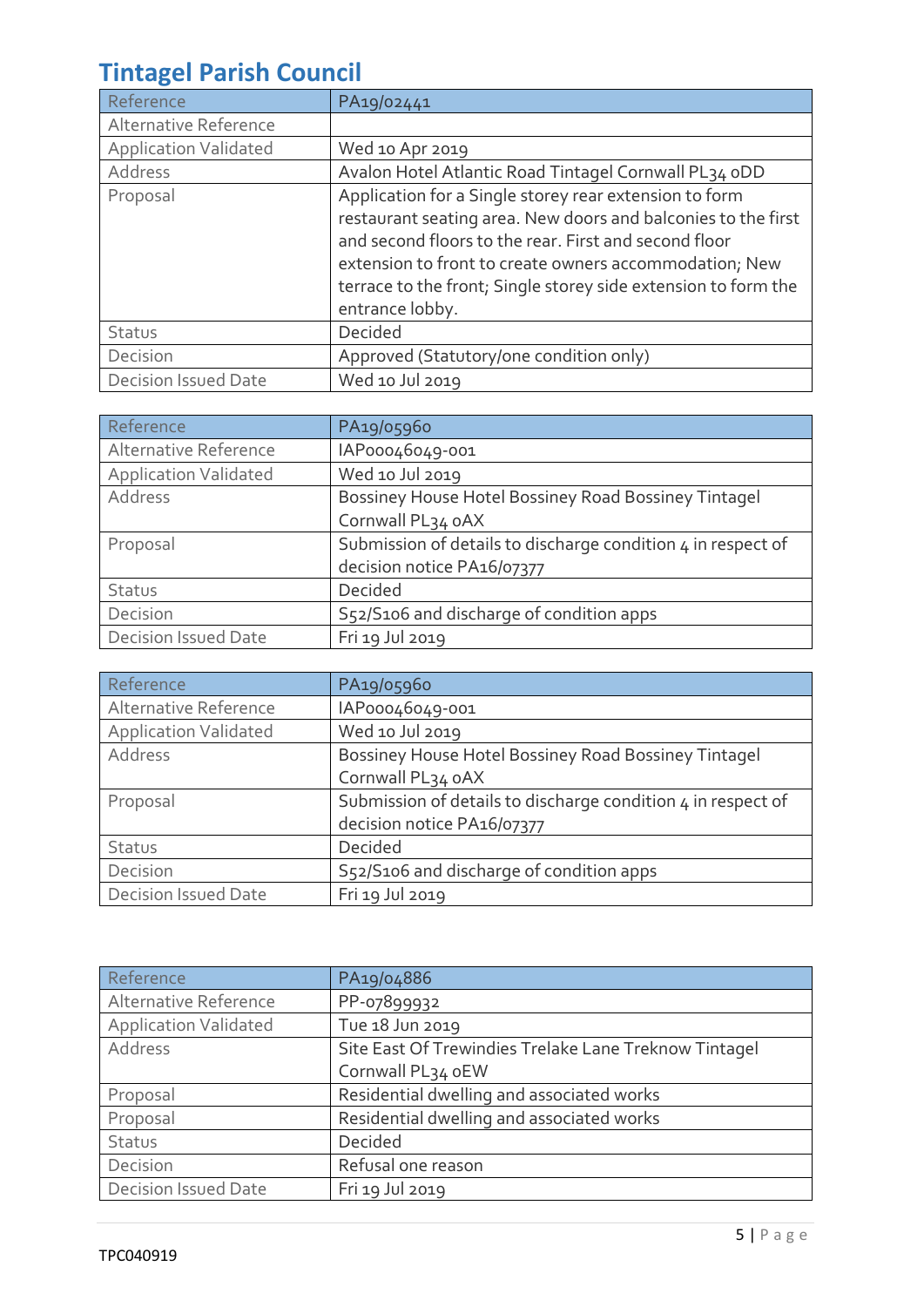# Tintagel Parish Council

| Reference | PA19/02441 |
|---|---|
| Alternative Reference | |
| Application Validated | Wed 10 Apr 2019 |
| Address | Avalon Hotel Atlantic Road Tintagel Cornwall PL34 0DD |
| Proposal | Application for a Single storey rear extension to form restaurant seating area. New doors and balconies to the first and second floors to the rear. First and second floor extension to front to create owners accommodation; New terrace to the front; Single storey side extension to form the entrance lobby. |
| Status | Decided |
| Decision | Approved (Statutory/one condition only) |
| Decision Issued Date | Wed 10 Jul 2019 |

| Reference | PA19/05960 |
|---|---|
| Alternative Reference | IAP00046049-001 |
| Application Validated | Wed 10 Jul 2019 |
| Address | Bossiney House Hotel Bossiney Road Bossiney Tintagel Cornwall PL34 0AX |
| Proposal | Submission of details to discharge condition 4 in respect of decision notice PA16/07377 |
| Status | Decided |
| Decision | S52/S106 and discharge of condition apps |
| Decision Issued Date | Fri 19 Jul 2019 |

| Reference | PA19/05960 |
|---|---|
| Alternative Reference | IAP00046049-001 |
| Application Validated | Wed 10 Jul 2019 |
| Address | Bossiney House Hotel Bossiney Road Bossiney Tintagel Cornwall PL34 0AX |
| Proposal | Submission of details to discharge condition 4 in respect of decision notice PA16/07377 |
| Status | Decided |
| Decision | S52/S106 and discharge of condition apps |
| Decision Issued Date | Fri 19 Jul 2019 |

| Reference | PA19/04886 |
|---|---|
| Alternative Reference | PP-07899932 |
| Application Validated | Tue 18 Jun 2019 |
| Address | Site East Of Trewindies Trelake Lane Treknow Tintagel Cornwall PL34 0EW |
| Proposal | Residential dwelling and associated works |
| Proposal | Residential dwelling and associated works |
| Status | Decided |
| Decision | Refusal one reason |
| Decision Issued Date | Fri 19 Jul 2019 |

TPC040919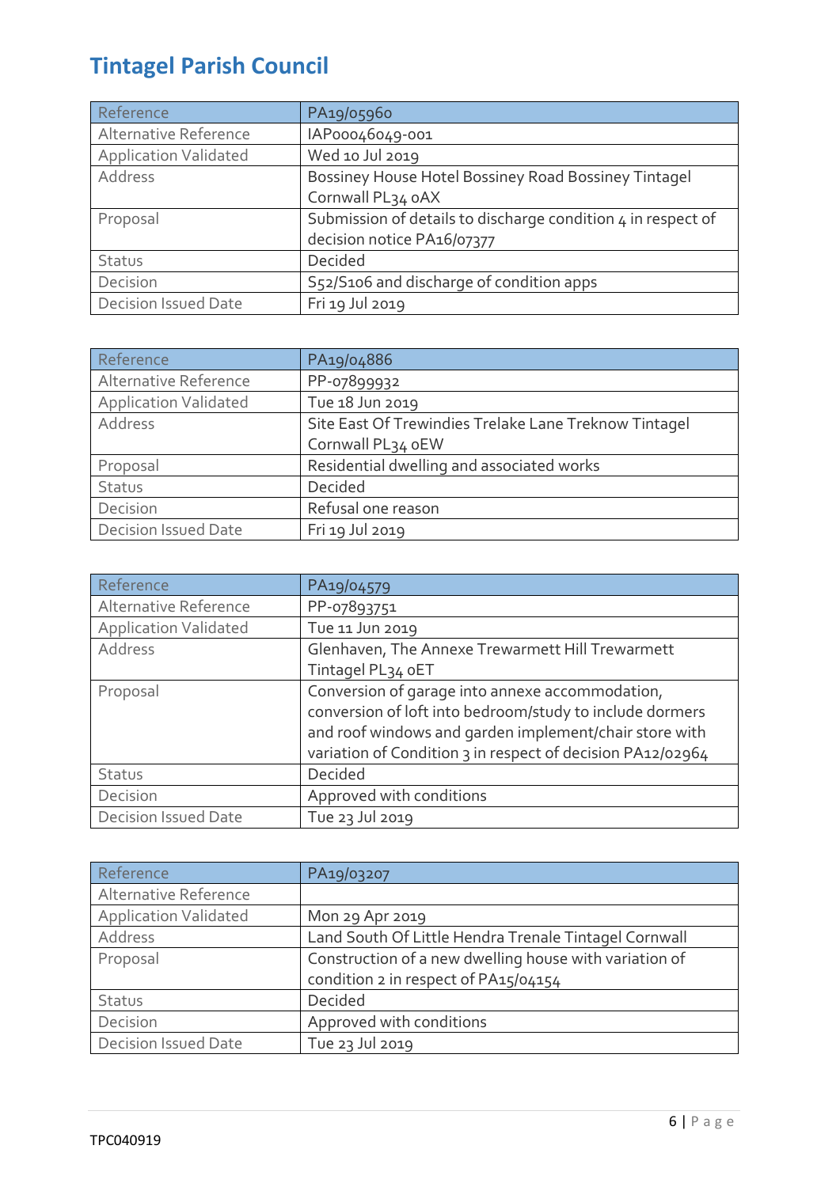# Tintagel Parish Council

| Reference | PA19/05960 |
|---|---|
| Alternative Reference | IAP00046049-001 |
| Application Validated | Wed 10 Jul 2019 |
| Address | Bossiney House Hotel Bossiney Road Bossiney Tintagel Cornwall PL34 0AX |
| Proposal | Submission of details to discharge condition 4 in respect of decision notice PA16/07377 |
| Status | Decided |
| Decision | S52/S106 and discharge of condition apps |
| Decision Issued Date | Fri 19 Jul 2019 |

| Reference | PA19/04886 |
|---|---|
| Alternative Reference | PP-07899932 |
| Application Validated | Tue 18 Jun 2019 |
| Address | Site East Of Trewindies Trelake Lane Treknow Tintagel Cornwall PL34 0EW |
| Proposal | Residential dwelling and associated works |
| Status | Decided |
| Decision | Refusal one reason |
| Decision Issued Date | Fri 19 Jul 2019 |

| Reference | PA19/04579 |
|---|---|
| Alternative Reference | PP-07893751 |
| Application Validated | Tue 11 Jun 2019 |
| Address | Glenhaven, The Annexe Trewarmett Hill Trewarmett Tintagel PL34 0ET |
| Proposal | Conversion of garage into annexe accommodation, conversion of loft into bedroom/study to include dormers and roof windows and garden implement/chair store with variation of Condition 3 in respect of decision PA12/02964 |
| Status | Decided |
| Decision | Approved with conditions |
| Decision Issued Date | Tue 23 Jul 2019 |

| Reference | PA19/03207 |
|---|---|
| Alternative Reference | |
| Application Validated | Mon 29 Apr 2019 |
| Address | Land South Of Little Hendra Trenale Tintagel Cornwall |
| Proposal | Construction of a new dwelling house with variation of condition 2 in respect of PA15/04154 |
| Status | Decided |
| Decision | Approved with conditions |
| Decision Issued Date | Tue 23 Jul 2019 |

TPC040919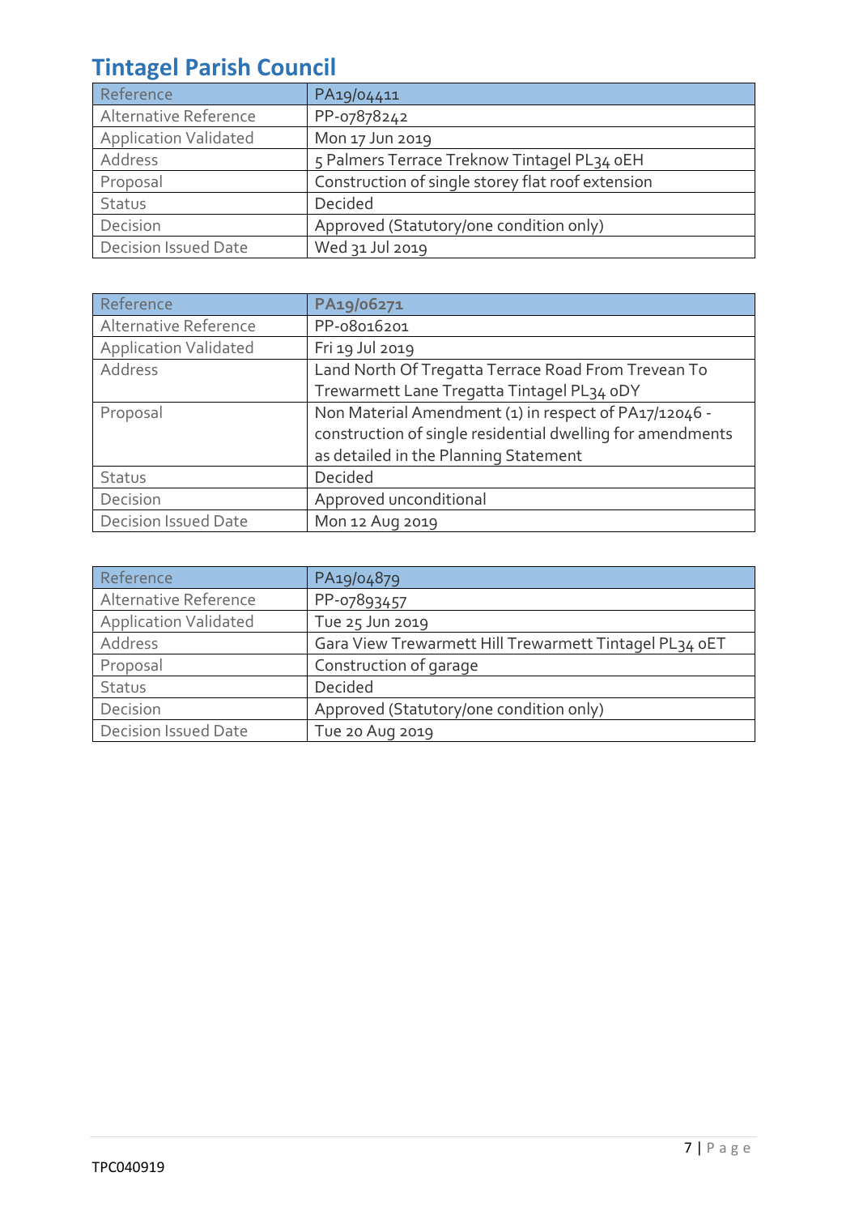## Tintagel Parish Council

| Reference | PA19/04411 |
|---|---|
| Alternative Reference | PP-07878242 |
| Application Validated | Mon 17 Jun 2019 |
| Address | 5 Palmers Terrace Treknow Tintagel PL34 0EH |
| Proposal | Construction of single storey flat roof extension |
| Status | Decided |
| Decision | Approved (Statutory/one condition only) |
| Decision Issued Date | Wed 31 Jul 2019 |

| Reference | PA19/06271 |
|---|---|
| Alternative Reference | PP-08016201 |
| Application Validated | Fri 19 Jul 2019 |
| Address | Land North Of Tregatta Terrace Road From Trevean To Trewarmett Lane Tregatta Tintagel PL34 0DY |
| Proposal | Non Material Amendment (1) in respect of PA17/12046 - construction of single residential dwelling for amendments as detailed in the Planning Statement |
| Status | Decided |
| Decision | Approved unconditional |
| Decision Issued Date | Mon 12 Aug 2019 |

| Reference | PA19/04879 |
|---|---|
| Alternative Reference | PP-07893457 |
| Application Validated | Tue 25 Jun 2019 |
| Address | Gara View Trewarmett Hill Trewarmett Tintagel PL34 0ET |
| Proposal | Construction of garage |
| Status | Decided |
| Decision | Approved (Statutory/one condition only) |
| Decision Issued Date | Tue 20 Aug 2019 |

TPC040919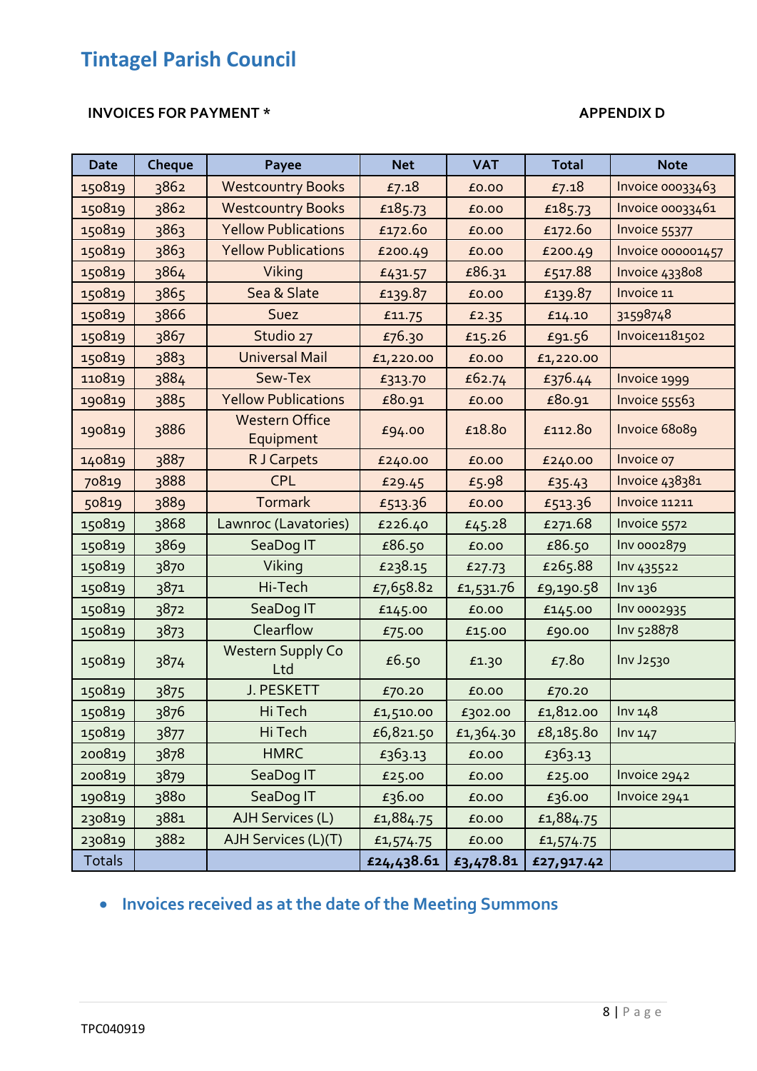# Tintagel Parish Council

**INVOICES FOR PAYMENT \*** **APPENDIX D**

| Date | Cheque | Payee | Net | VAT | Total | Note |
|---|---|---|---|---|---|---|
| 150819 | 3862 | Westcountry Books | £7.18 | £0.00 | £7.18 | Invoice 00033463 |
| 150819 | 3862 | Westcountry Books | £185.73 | £0.00 | £185.73 | Invoice 00033461 |
| 150819 | 3863 | Yellow Publications | £172.60 | £0.00 | £172.60 | Invoice 55377 |
| 150819 | 3863 | Yellow Publications | £200.49 | £0.00 | £200.49 | Invoice 000001457 |
| 150819 | 3864 | Viking | £431.57 | £86.31 | £517.88 | Invoice 433808 |
| 150819 | 3865 | Sea & Slate | £139.87 | £0.00 | £139.87 | Invoice 11 |
| 150819 | 3866 | Suez | £11.75 | £2.35 | £14.10 | 31598748 |
| 150819 | 3867 | Studio 27 | £76.30 | £15.26 | £91.56 | Invoice1181502 |
| 150819 | 3883 | Universal Mail | £1,220.00 | £0.00 | £1,220.00 | |
| 110819 | 3884 | Sew-Tex | £313.70 | £62.74 | £376.44 | Invoice 1999 |
| 190819 | 3885 | Yellow Publications | £80.91 | £0.00 | £80.91 | Invoice 55563 |
| 190819 | 3886 | Western Office Equipment | £94.00 | £18.80 | £112.80 | Invoice 68089 |
| 140819 | 3887 | R J Carpets | £240.00 | £0.00 | £240.00 | Invoice 07 |
| 70819 | 3888 | CPL | £29.45 | £5.98 | £35.43 | Invoice 438381 |
| 50819 | 3889 | Tormark | £513.36 | £0.00 | £513.36 | Invoice 11211 |
| 150819 | 3868 | Lawnroc (Lavatories) | £226.40 | £45.28 | £271.68 | Invoice 5572 |
| 150819 | 3869 | SeaDog IT | £86.50 | £0.00 | £86.50 | Inv 0002879 |
| 150819 | 3870 | Viking | £238.15 | £27.73 | £265.88 | Inv 435522 |
| 150819 | 3871 | Hi-Tech | £7,658.82 | £1,531.76 | £9,190.58 | Inv 136 |
| 150819 | 3872 | SeaDog IT | £145.00 | £0.00 | £145.00 | Inv 0002935 |
| 150819 | 3873 | Clearflow | £75.00 | £15.00 | £90.00 | Inv 528878 |
| 150819 | 3874 | Western Supply Co Ltd | £6.50 | £1.30 | £7.80 | Inv J2530 |
| 150819 | 3875 | J. PESKETT | £70.20 | £0.00 | £70.20 | |
| 150819 | 3876 | Hi Tech | £1,510.00 | £302.00 | £1,812.00 | Inv 148 |
| 150819 | 3877 | Hi Tech | £6,821.50 | £1,364.30 | £8,185.80 | Inv 147 |
| 200819 | 3878 | HMRC | £363.13 | £0.00 | £363.13 | |
| 200819 | 3879 | SeaDog IT | £25.00 | £0.00 | £25.00 | Invoice 2942 |
| 190819 | 3880 | SeaDog IT | £36.00 | £0.00 | £36.00 | Invoice 2941 |
| 230819 | 3881 | AJH Services (L) | £1,884.75 | £0.00 | £1,884.75 | |
| 230819 | 3882 | AJH Services (L)(T) | £1,574.75 | £0.00 | £1,574.75 | |
| Totals | | | **£24,438.61** | **£3,478.81** | **£27,917.42** | |

- **Invoices received as at the date of the Meeting Summons**

TPC040919